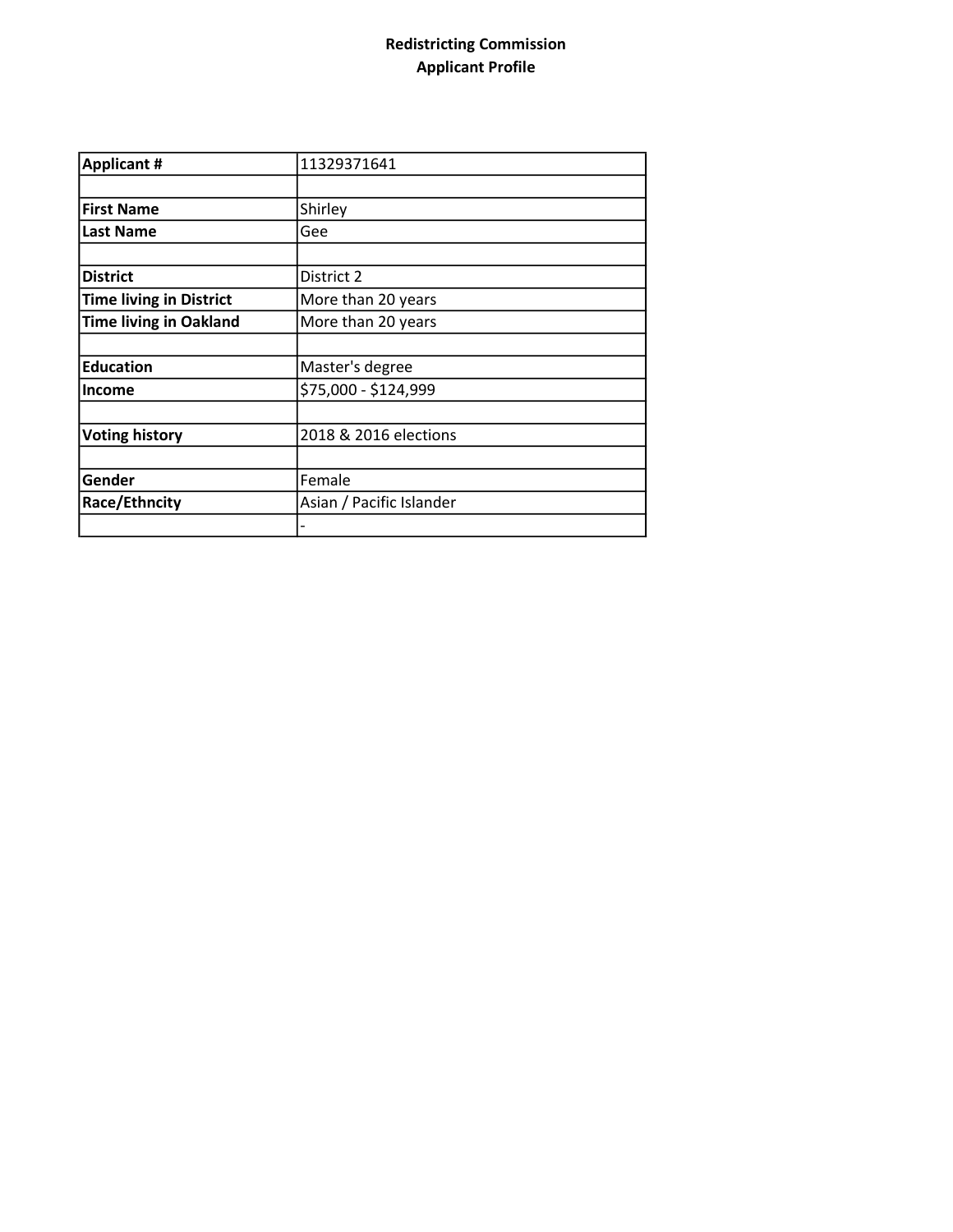**Redistricting Commission**
**Applicant Profile**

| **Applicant #** | 11329371641 |
|---|---|
| | |
| **First Name** | Shirley |
| **Last Name** | Gee |
| | |
| **District** | District 2 |
| **Time living in District** | More than 20 years |
| **Time living in Oakland** | More than 20 years |
| | |
| **Education** | Master's degree |
| **Income** | $75,000 - $124,999 |
| | |
| **Voting history** | 2018 & 2016 elections |
| | |
| **Gender** | Female |
| **Race/Ethncity** | Asian / Pacific Islander |
| | - |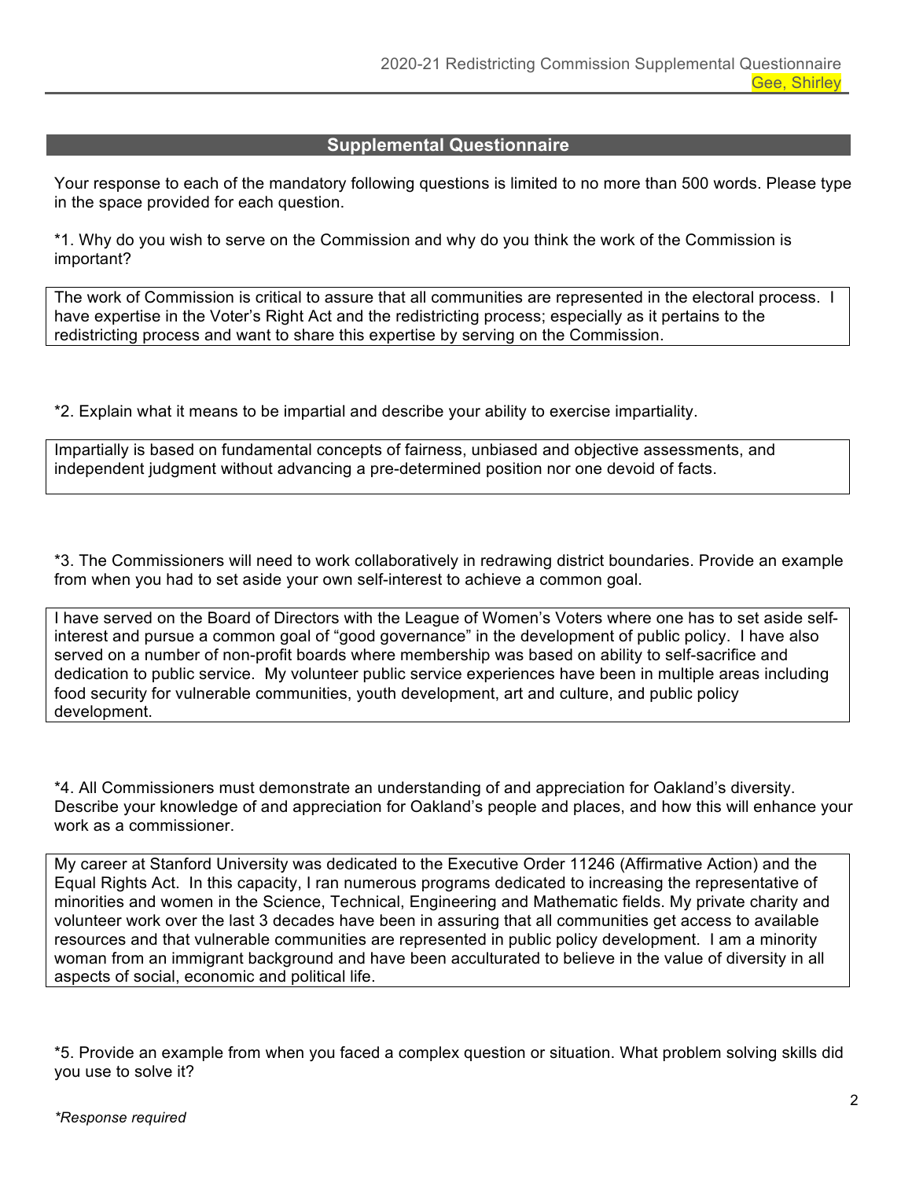## Supplemental Questionnaire

Your response to each of the mandatory following questions is limited to no more than 500 words. Please type in the space provided for each question.

*1. Why do you wish to serve on the Commission and why do you think the work of the Commission is important?

The work of Commission is critical to assure that all communities are represented in the electoral process. I have expertise in the Voter's Right Act and the redistricting process; especially as it pertains to the redistricting process and want to share this expertise by serving on the Commission.

*2. Explain what it means to be impartial and describe your ability to exercise impartiality.

Impartially is based on fundamental concepts of fairness, unbiased and objective assessments, and independent judgment without advancing a pre-determined position nor one devoid of facts.

*3. The Commissioners will need to work collaboratively in redrawing district boundaries. Provide an example from when you had to set aside your own self-interest to achieve a common goal.

I have served on the Board of Directors with the League of Women's Voters where one has to set aside self-interest and pursue a common goal of "good governance" in the development of public policy. I have also served on a number of non-profit boards where membership was based on ability to self-sacrifice and dedication to public service. My volunteer public service experiences have been in multiple areas including food security for vulnerable communities, youth development, art and culture, and public policy development.

*4. All Commissioners must demonstrate an understanding of and appreciation for Oakland's diversity. Describe your knowledge of and appreciation for Oakland's people and places, and how this will enhance your work as a commissioner.

My career at Stanford University was dedicated to the Executive Order 11246 (Affirmative Action) and the Equal Rights Act. In this capacity, I ran numerous programs dedicated to increasing the representative of minorities and women in the Science, Technical, Engineering and Mathematic fields. My private charity and volunteer work over the last 3 decades have been in assuring that all communities get access to available resources and that vulnerable communities are represented in public policy development. I am a minority woman from an immigrant background and have been acculturated to believe in the value of diversity in all aspects of social, economic and political life.

*5. Provide an example from when you faced a complex question or situation. What problem solving skills did you use to solve it?

*\*Response required*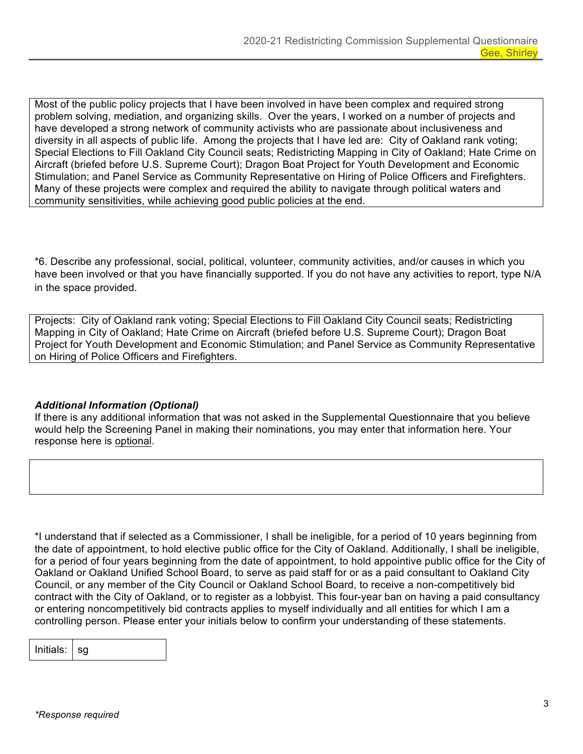Most of the public policy projects that I have been involved in have been complex and required strong problem solving, mediation, and organizing skills.  Over the years, I worked on a number of projects and have developed a strong network of community activists who are passionate about inclusiveness and diversity in all aspects of public life.  Among the projects that I have led are:  City of Oakland rank voting; Special Elections to Fill Oakland City Council seats; Redistricting Mapping in City of Oakland; Hate Crime on Aircraft (briefed before U.S. Supreme Court); Dragon Boat Project for Youth Development and Economic Stimulation; and Panel Service as Community Representative on Hiring of Police Officers and Firefighters.  Many of these projects were complex and required the ability to navigate through political waters and community sensitivities, while achieving good public policies at the end.

*6. Describe any professional, social, political, volunteer, community activities, and/or causes in which you have been involved or that you have financially supported. If you do not have any activities to report, type N/A in the space provided.

Projects:  City of Oakland rank voting; Special Elections to Fill Oakland City Council seats; Redistricting Mapping in City of Oakland; Hate Crime on Aircraft (briefed before U.S. Supreme Court); Dragon Boat Project for Youth Development and Economic Stimulation; and Panel Service as Community Representative on Hiring of Police Officers and Firefighters.

***Additional Information (Optional)***

If there is any additional information that was not asked in the Supplemental Questionnaire that you believe would help the Screening Panel in making their nominations, you may enter that information here. Your response here is optional.

*I understand that if selected as a Commissioner, I shall be ineligible, for a period of 10 years beginning from the date of appointment, to hold elective public office for the City of Oakland. Additionally, I shall be ineligible, for a period of four years beginning from the date of appointment, to hold appointive public office for the City of Oakland or Oakland Unified School Board, to serve as paid staff for or as a paid consultant to Oakland City Council, or any member of the City Council or Oakland School Board, to receive a non-competitively bid contract with the City of Oakland, or to register as a lobbyist. This four-year ban on having a paid consultancy or entering noncompetitively bid contracts applies to myself individually and all entities for which I am a controlling person. Please enter your initials below to confirm your understanding of these statements.

| Initials: | sg |
|---|---|

*\*Response required*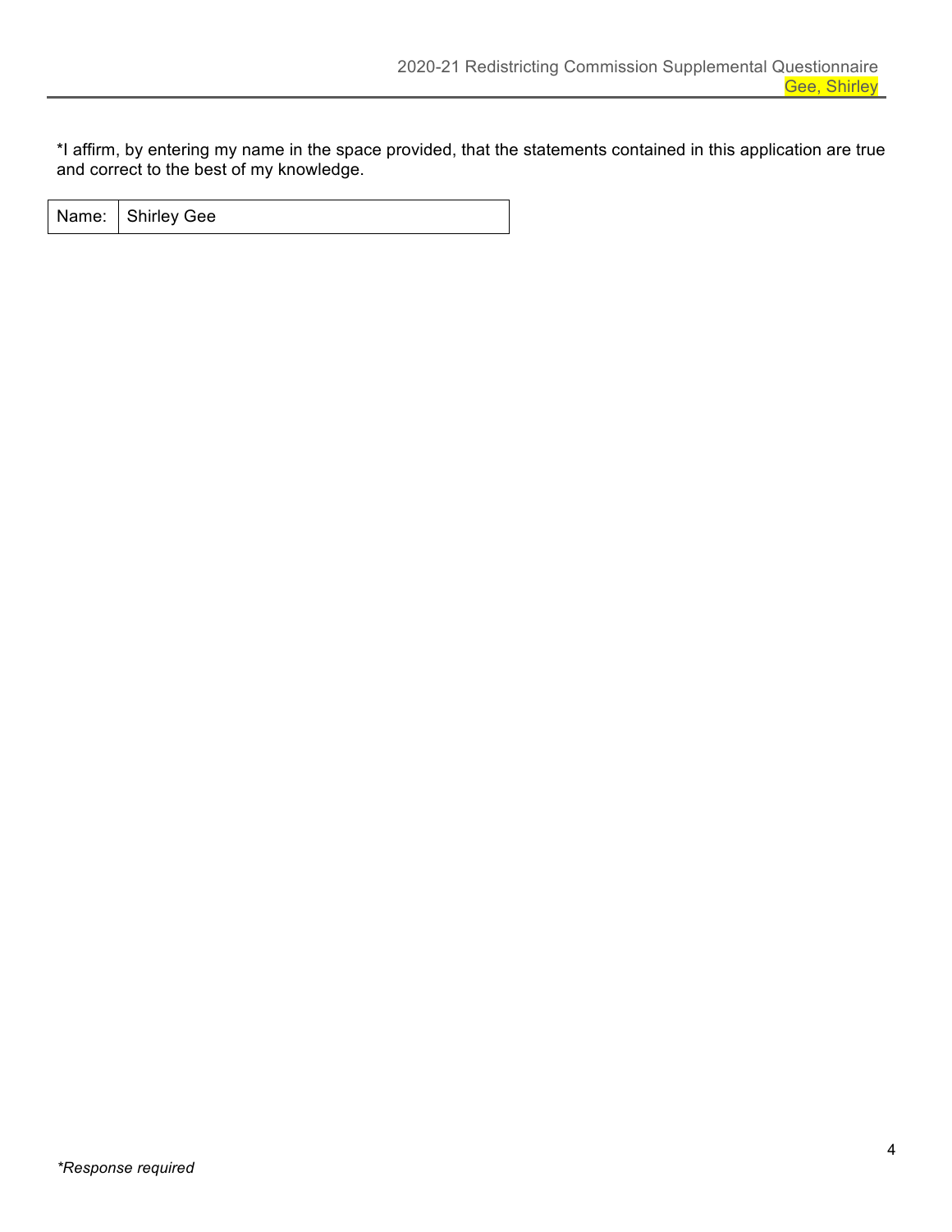*I affirm, by entering my name in the space provided, that the statements contained in this application are true and correct to the best of my knowledge.

| | |
|---|---|
| Name: | Shirley Gee |

*\*Response required*